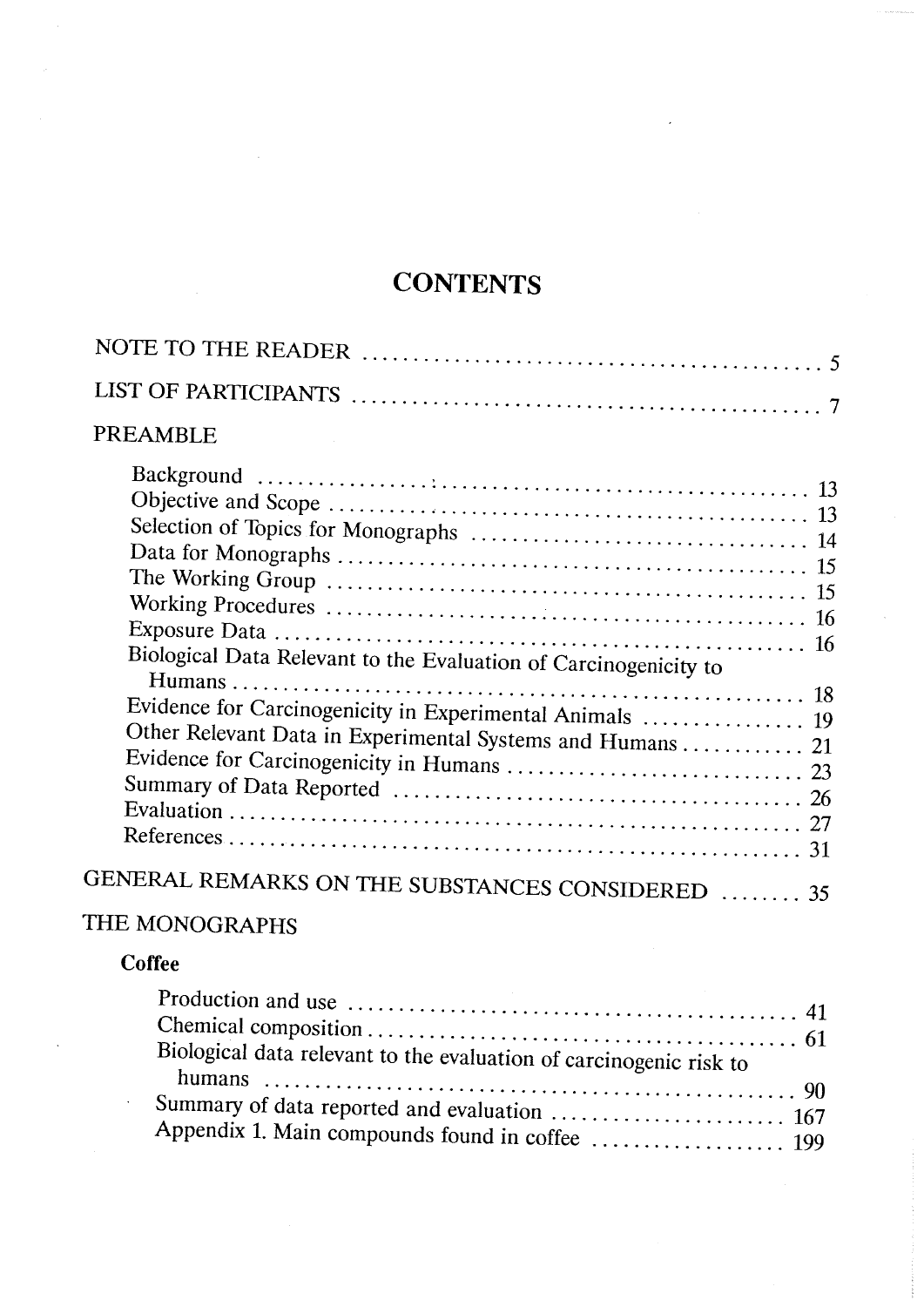# CONTENTS

NOTE TO THE READER ............................................. 5

LIST OF PARTICIPANTS ............................................. 7

PREAMBLE

- Background ............................................. 13
- Objective and Scope ............................................. 13
- Selection of Topics for Monographs ............................................. 14
- Data for Monographs ............................................. 15
- The Working Group ............................................. 15
- Working Procedures ............................................. 16
- Exposure Data ............................................. 16
- Biological Data Relevant to the Evaluation of Carcinogenicity to Humans ............................................. 18
- Evidence for Carcinogenicity in Experimental Animals ............................................. 19
- Other Relevant Data in Experimental Systems and Humans ............................................. 21
- Evidence for Carcinogenicity in Humans ............................................. 23
- Summary of Data Reported ............................................. 26
- Evaluation ............................................. 27
- References ............................................. 31

GENERAL REMARKS ON THE SUBSTANCES CONSIDERED ........ 35

THE MONOGRAPHS

**Coffee**

- Production and use ............................................. 41
- Chemical composition ............................................. 61
- Biological data relevant to the evaluation of carcinogenic risk to humans ............................................. 90
- Summary of data reported and evaluation ............................................. 167
- Appendix 1. Main compounds found in coffee ............................................. 199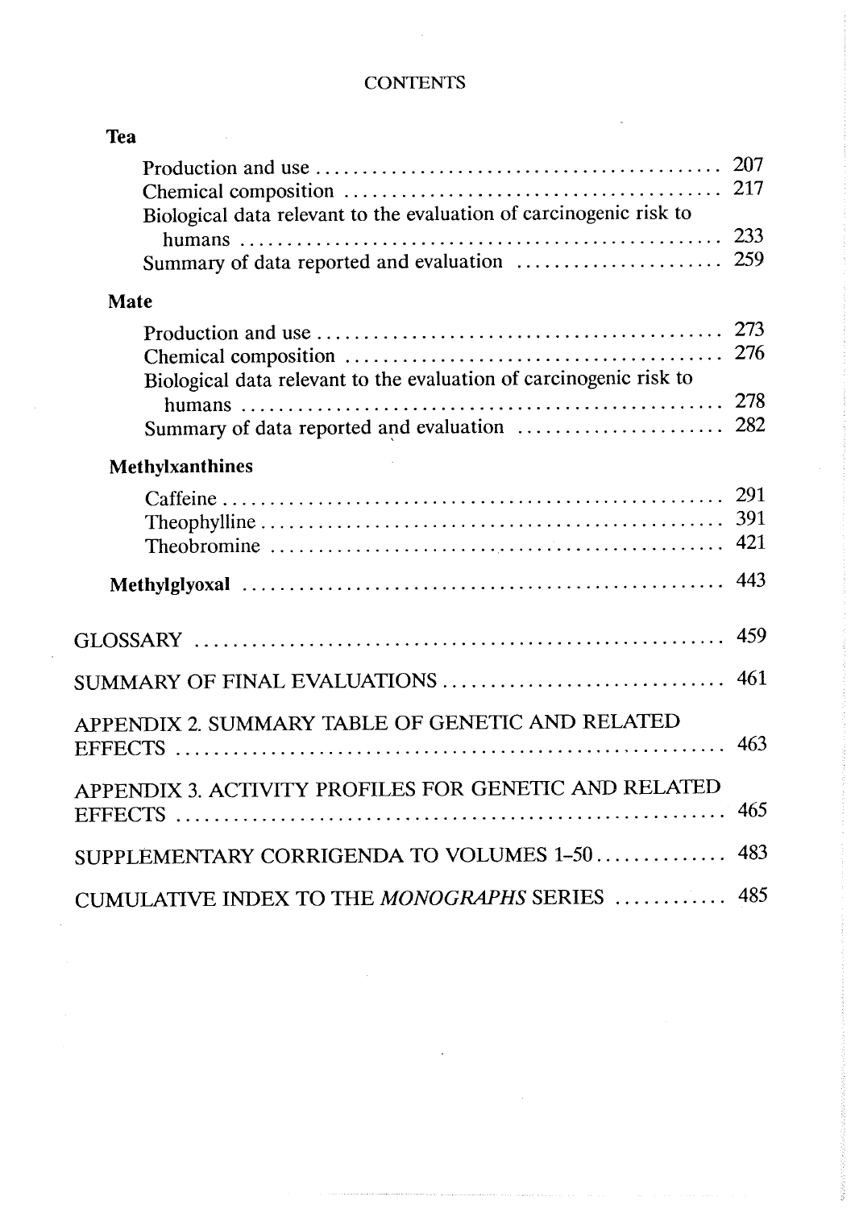CONTENTS

**Tea**

Production and use ........................................... 207
Chemical composition ........................................ 217
Biological data relevant to the evaluation of carcinogenic risk to humans ........................................... 233
Summary of data reported and evaluation ...................... 259

**Mate**

Production and use ........................................... 273
Chemical composition ........................................ 276
Biological data relevant to the evaluation of carcinogenic risk to humans ........................................... 278
Summary of data reported and evaluation ...................... 282

**Methylxanthines**

Caffeine ..................................................... 291
Theophylline ................................................. 391
Theobromine .................................................. 421

**Methylglyoxal** ............................................. 443

GLOSSARY ..................................................... 459

SUMMARY OF FINAL EVALUATIONS ................................. 461

APPENDIX 2. SUMMARY TABLE OF GENETIC AND RELATED EFFECTS ...... 463

APPENDIX 3. ACTIVITY PROFILES FOR GENETIC AND RELATED EFFECTS .. 465

SUPPLEMENTARY CORRIGENDA TO VOLUMES 1–50 ..................... 483

CUMULATIVE INDEX TO THE *MONOGRAPHS* SERIES .................. 485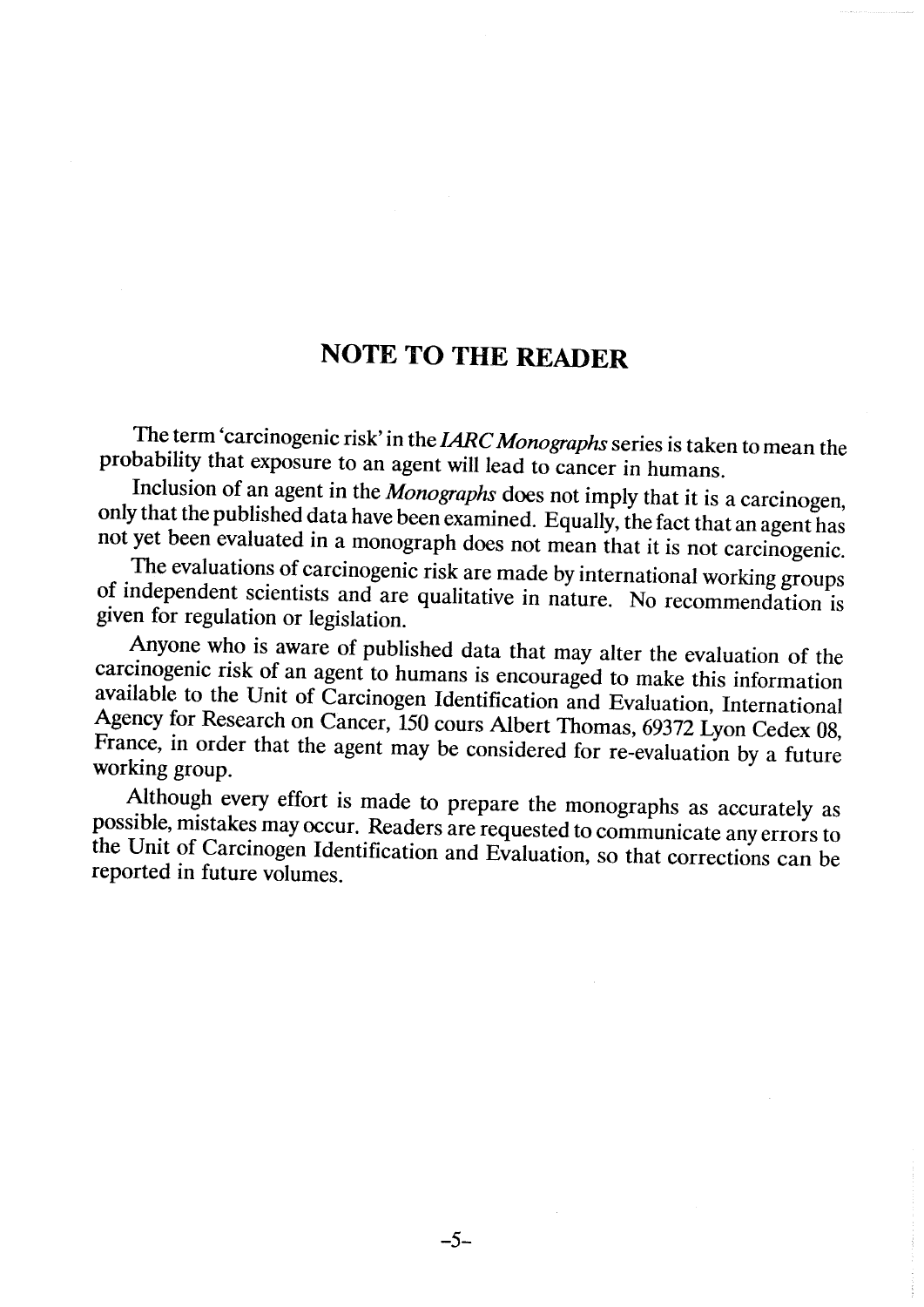# NOTE TO THE READER

The term 'carcinogenic risk' in the *IARC Monographs* series is taken to mean the probability that exposure to an agent will lead to cancer in humans.

Inclusion of an agent in the *Monographs* does not imply that it is a carcinogen, only that the published data have been examined. Equally, the fact that an agent has not yet been evaluated in a monograph does not mean that it is not carcinogenic.

The evaluations of carcinogenic risk are made by international working groups of independent scientists and are qualitative in nature. No recommendation is given for regulation or legislation.

Anyone who is aware of published data that may alter the evaluation of the carcinogenic risk of an agent to humans is encouraged to make this information available to the Unit of Carcinogen Identification and Evaluation, International Agency for Research on Cancer, 150 cours Albert Thomas, 69372 Lyon Cedex 08, France, in order that the agent may be considered for re-evaluation by a future working group.

Although every effort is made to prepare the monographs as accurately as possible, mistakes may occur. Readers are requested to communicate any errors to the Unit of Carcinogen Identification and Evaluation, so that corrections can be reported in future volumes.